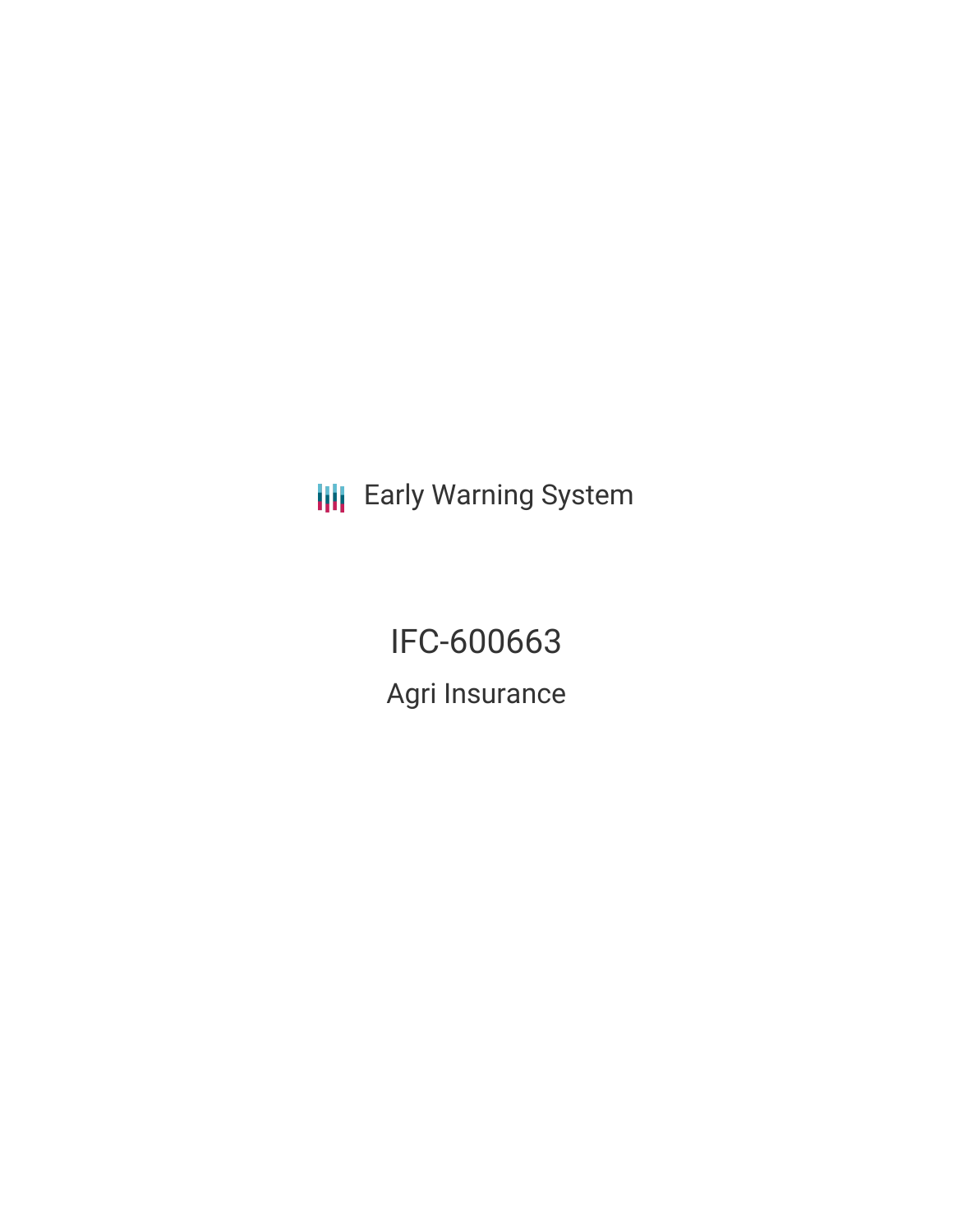Early Warning System

# IFC-600663

## Agri Insurance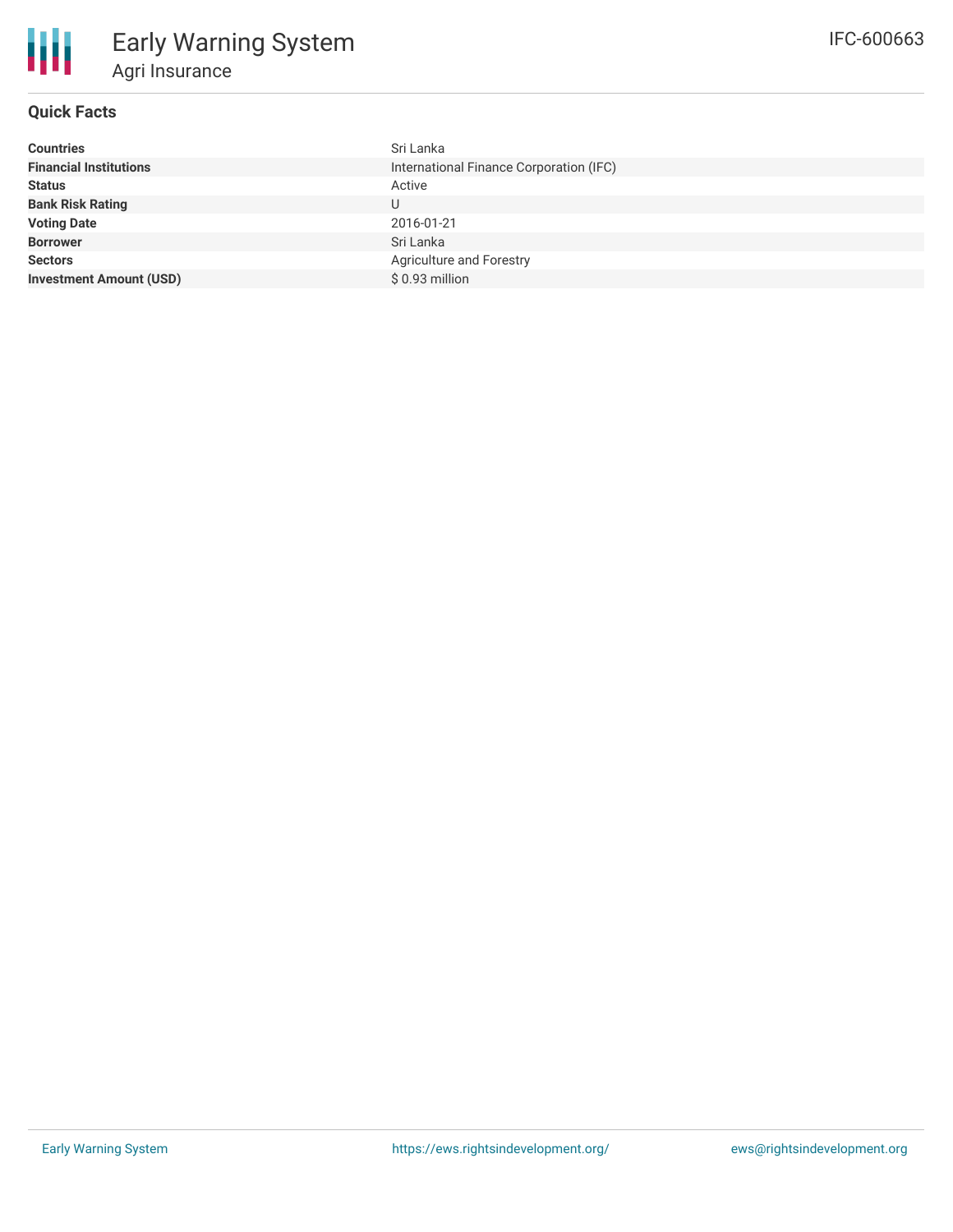# Early Warning System

## Agri Insurance

IFC-600663

### Quick Facts

| | |
|---|---|
| **Countries** | Sri Lanka |
| **Financial Institutions** | International Finance Corporation (IFC) |
| **Status** | Active |
| **Bank Risk Rating** | U |
| **Voting Date** | 2016-01-21 |
| **Borrower** | Sri Lanka |
| **Sectors** | Agriculture and Forestry |
| **Investment Amount (USD)** | $ 0.93 million |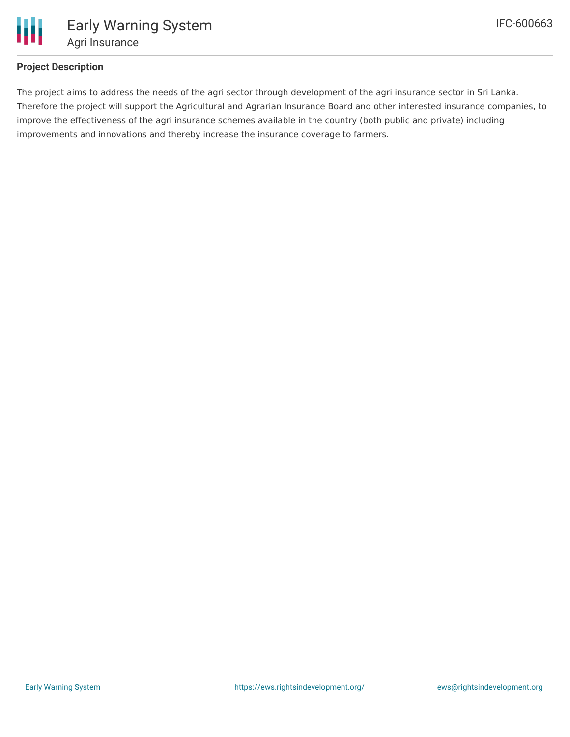## Project Description

The project aims to address the needs of the agri sector through development of the agri insurance sector in Sri Lanka. Therefore the project will support the Agricultural and Agrarian Insurance Board and other interested insurance companies, to improve the effectiveness of the agri insurance schemes available in the country (both public and private) including improvements and innovations and thereby increase the insurance coverage to farmers.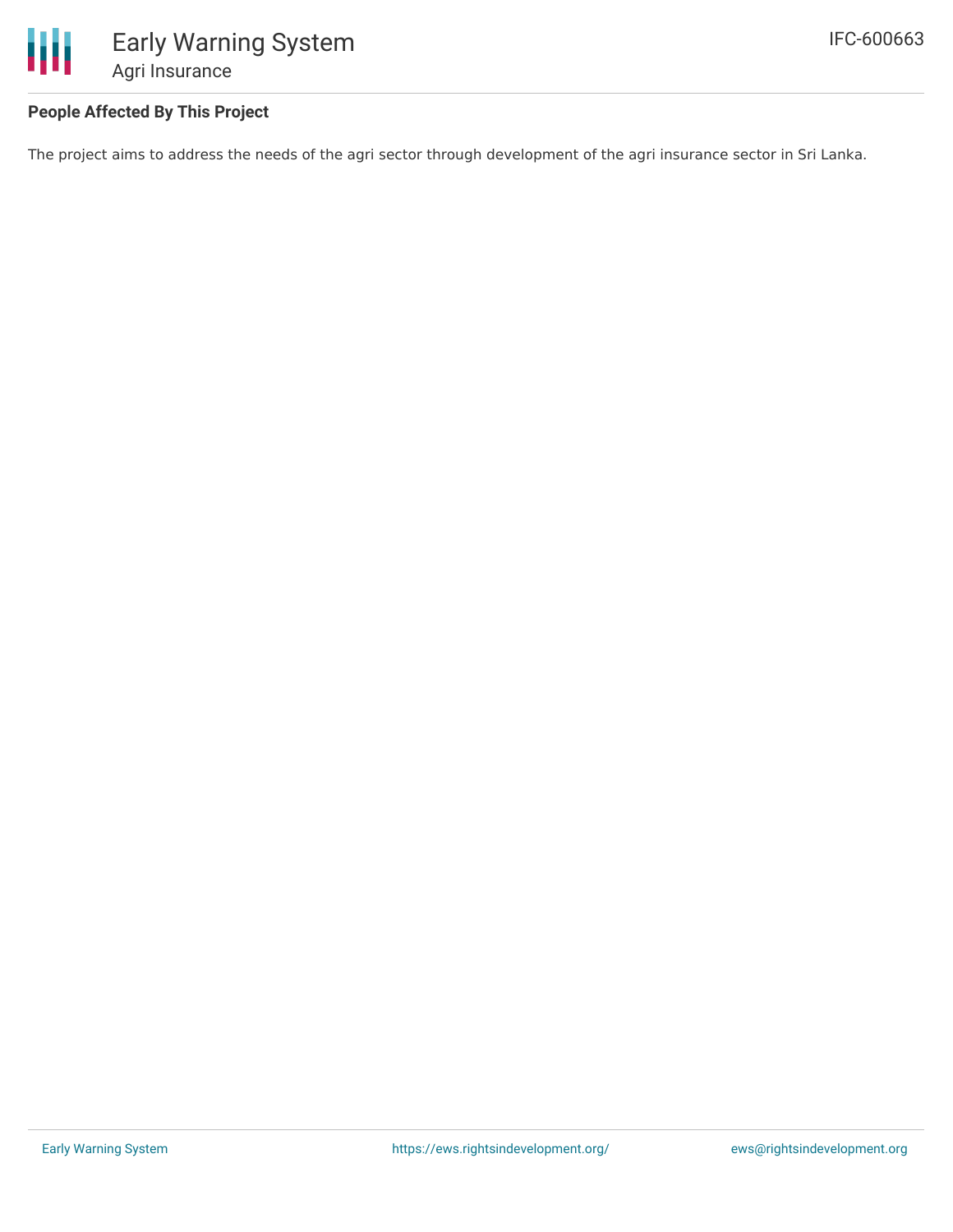## People Affected By This Project

The project aims to address the needs of the agri sector through development of the agri insurance sector in Sri Lanka.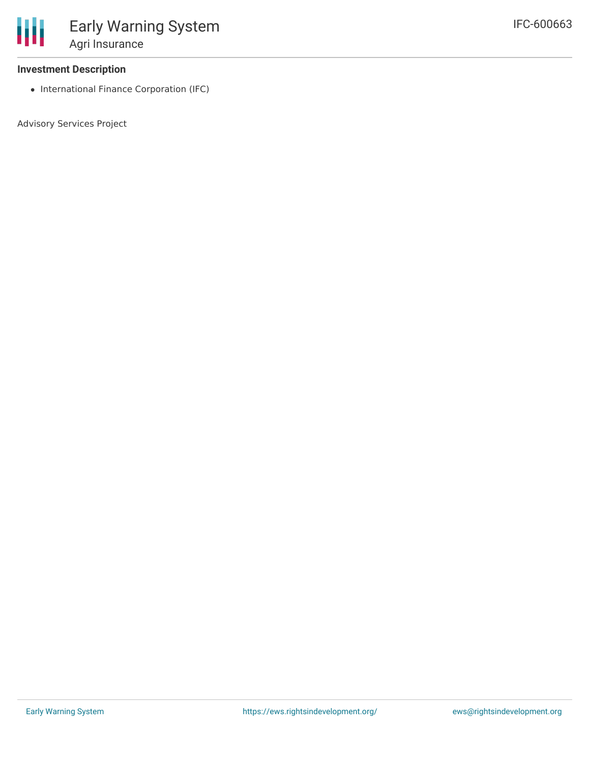### Investment Description

- International Finance Corporation (IFC)

Advisory Services Project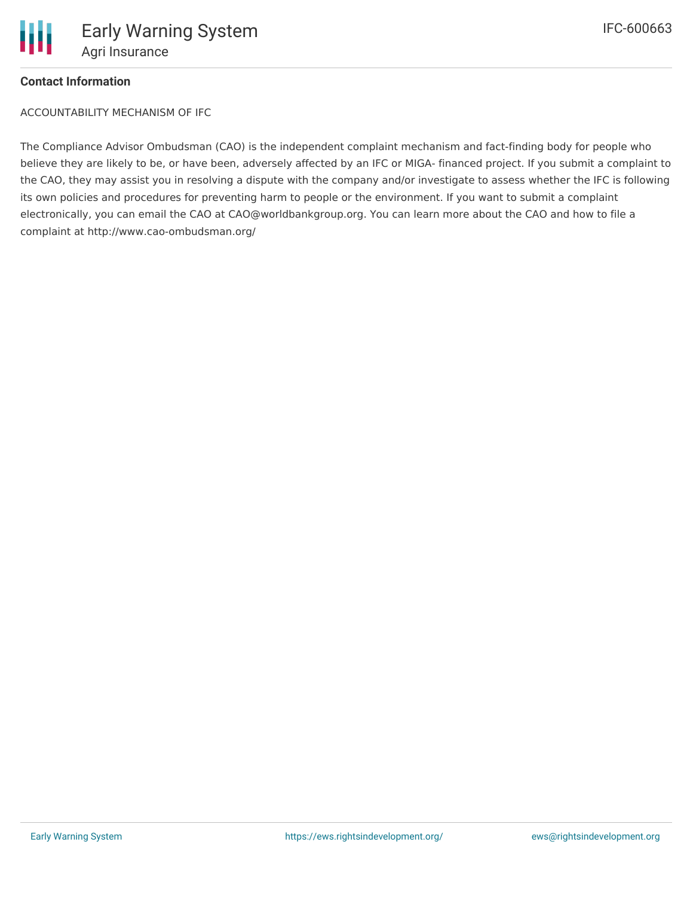**Contact Information**

ACCOUNTABILITY MECHANISM OF IFC

The Compliance Advisor Ombudsman (CAO) is the independent complaint mechanism and fact-finding body for people who believe they are likely to be, or have been, adversely affected by an IFC or MIGA- financed project. If you submit a complaint to the CAO, they may assist you in resolving a dispute with the company and/or investigate to assess whether the IFC is following its own policies and procedures for preventing harm to people or the environment. If you want to submit a complaint electronically, you can email the CAO at CAO@worldbankgroup.org. You can learn more about the CAO and how to file a complaint at http://www.cao-ombudsman.org/